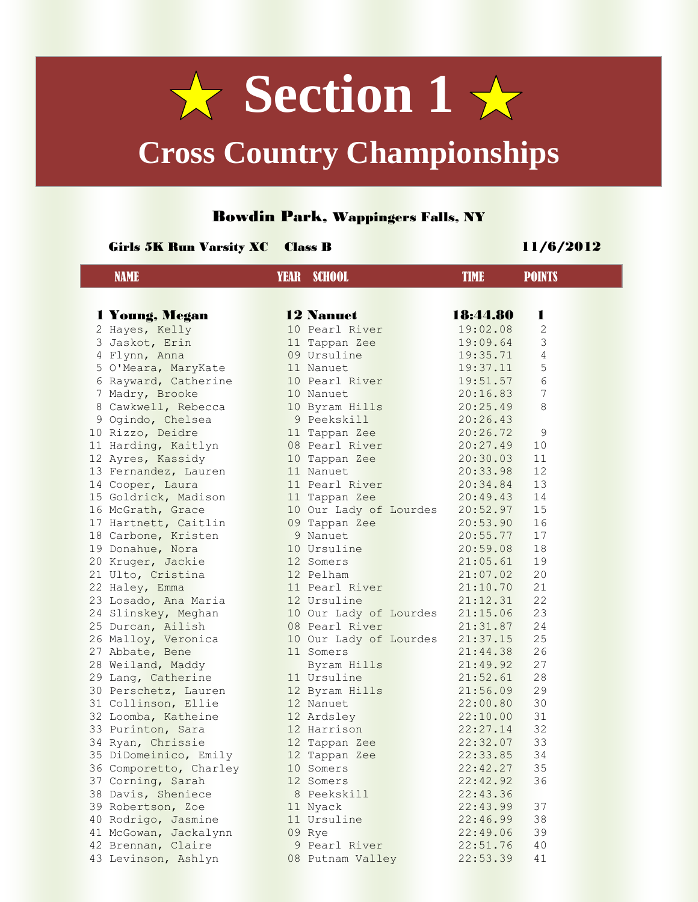# ★ Section 1 ★

## Cross Country Championships

### Bowdin Park, Wappingers Falls, NY

**Girls 5K Run Varsity XC Class B** **11/6/2012**

| | NAME | YEAR | SCHOOL | TIME | POINTS |
|---|---|---|---|---|---|
| **1** | **Young, Megan** | **12** | **Nanuet** | **18:44.80** | **1** |
| 2 | Hayes, Kelly | 10 | Pearl River | 19:02.08 | 2 |
| 3 | Jaskot, Erin | 11 | Tappan Zee | 19:09.64 | 3 |
| 4 | Flynn, Anna | 09 | Ursuline | 19:35.71 | 4 |
| 5 | O'Meara, MaryKate | 11 | Nanuet | 19:37.11 | 5 |
| 6 | Rayward, Catherine | 10 | Pearl River | 19:51.57 | 6 |
| 7 | Madry, Brooke | 10 | Nanuet | 20:16.83 | 7 |
| 8 | Cawkwell, Rebecca | 10 | Byram Hills | 20:25.49 | 8 |
| 9 | Ogindo, Chelsea | 9 | Peekskill | 20:26.43 | |
| 10 | Rizzo, Deidre | 11 | Tappan Zee | 20:26.72 | 9 |
| 11 | Harding, Kaitlyn | 08 | Pearl River | 20:27.49 | 10 |
| 12 | Ayres, Kassidy | 10 | Tappan Zee | 20:30.03 | 11 |
| 13 | Fernandez, Lauren | 11 | Nanuet | 20:33.98 | 12 |
| 14 | Cooper, Laura | 11 | Pearl River | 20:34.84 | 13 |
| 15 | Goldrick, Madison | 11 | Tappan Zee | 20:49.43 | 14 |
| 16 | McGrath, Grace | 10 | Our Lady of Lourdes | 20:52.97 | 15 |
| 17 | Hartnett, Caitlin | 09 | Tappan Zee | 20:53.90 | 16 |
| 18 | Carbone, Kristen | 9 | Nanuet | 20:55.77 | 17 |
| 19 | Donahue, Nora | 10 | Ursuline | 20:59.08 | 18 |
| 20 | Kruger, Jackie | 12 | Somers | 21:05.61 | 19 |
| 21 | Ulto, Cristina | 12 | Pelham | 21:07.02 | 20 |
| 22 | Haley, Emma | 11 | Pearl River | 21:10.70 | 21 |
| 23 | Losado, Ana Maria | 12 | Ursuline | 21:12.31 | 22 |
| 24 | Slinskey, Meghan | 10 | Our Lady of Lourdes | 21:15.06 | 23 |
| 25 | Durcan, Ailish | 08 | Pearl River | 21:31.87 | 24 |
| 26 | Malloy, Veronica | 10 | Our Lady of Lourdes | 21:37.15 | 25 |
| 27 | Abbate, Bene | 11 | Somers | 21:44.38 | 26 |
| 28 | Weiland, Maddy | | Byram Hills | 21:49.92 | 27 |
| 29 | Lang, Catherine | 11 | Ursuline | 21:52.61 | 28 |
| 30 | Perschetz, Lauren | 12 | Byram Hills | 21:56.09 | 29 |
| 31 | Collinson, Ellie | 12 | Nanuet | 22:00.80 | 30 |
| 32 | Loomba, Katheine | 12 | Ardsley | 22:10.00 | 31 |
| 33 | Purinton, Sara | 12 | Harrison | 22:27.14 | 32 |
| 34 | Ryan, Chrissie | 12 | Tappan Zee | 22:32.07 | 33 |
| 35 | DiDomeinico, Emily | 12 | Tappan Zee | 22:33.85 | 34 |
| 36 | Comporetto, Charley | 10 | Somers | 22:42.27 | 35 |
| 37 | Corning, Sarah | 12 | Somers | 22:42.92 | 36 |
| 38 | Davis, Sheniece | 8 | Peekskill | 22:43.36 | |
| 39 | Robertson, Zoe | 11 | Nyack | 22:43.99 | 37 |
| 40 | Rodrigo, Jasmine | 11 | Ursuline | 22:46.99 | 38 |
| 41 | McGowan, Jackalynn | 09 | Rye | 22:49.06 | 39 |
| 42 | Brennan, Claire | 9 | Pearl River | 22:51.76 | 40 |
| 43 | Levinson, Ashlyn | 08 | Putnam Valley | 22:53.39 | 41 |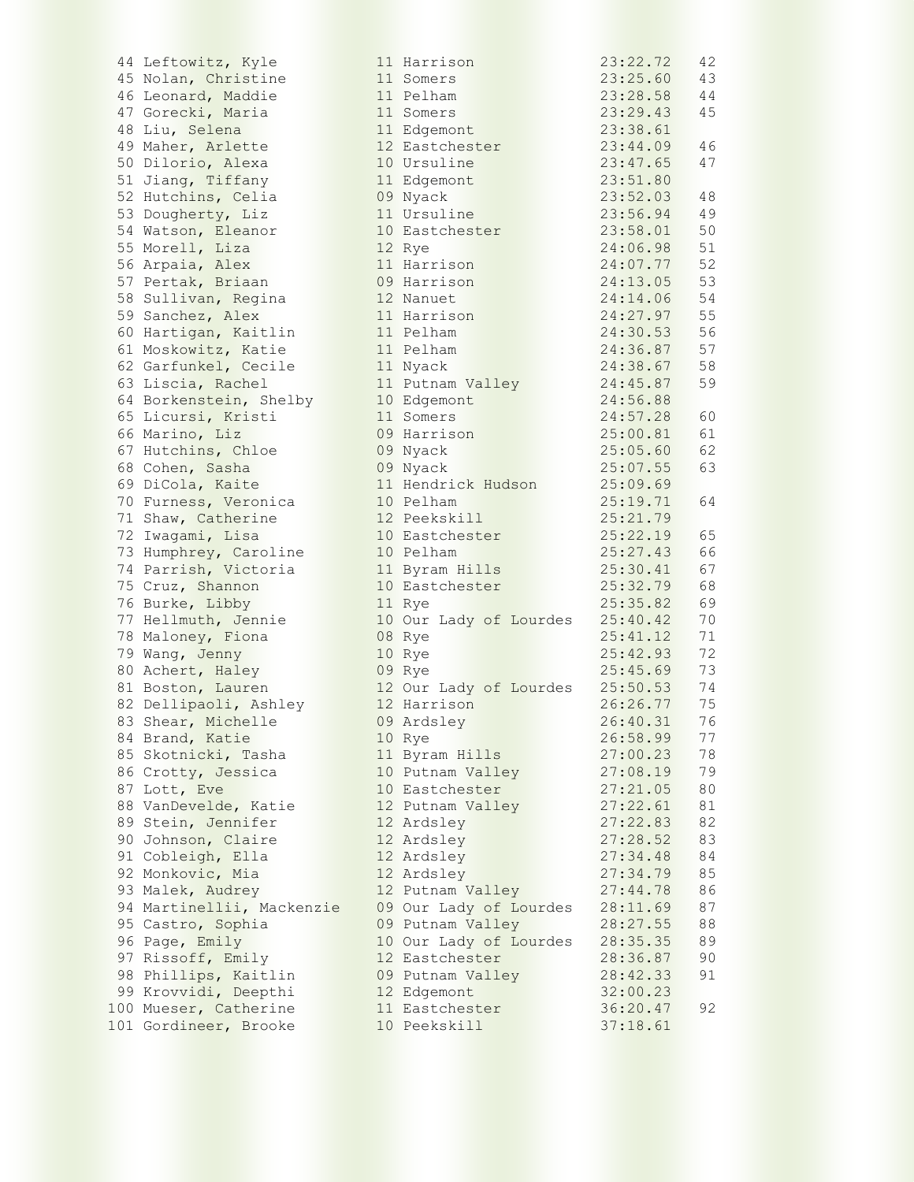| Place | Name | Yr | School | Time | Score |
|---|---|---|---|---|---|
| 44 | Leftowitz, Kyle | 11 | Harrison | 23:22.72 | 42 |
| 45 | Nolan, Christine | 11 | Somers | 23:25.60 | 43 |
| 46 | Leonard, Maddie | 11 | Pelham | 23:28.58 | 44 |
| 47 | Gorecki, Maria | 11 | Somers | 23:29.43 | 45 |
| 48 | Liu, Selena | 11 | Edgemont | 23:38.61 | |
| 49 | Maher, Arlette | 12 | Eastchester | 23:44.09 | 46 |
| 50 | Dilorio, Alexa | 10 | Ursuline | 23:47.65 | 47 |
| 51 | Jiang, Tiffany | 11 | Edgemont | 23:51.80 | |
| 52 | Hutchins, Celia | 09 | Nyack | 23:52.03 | 48 |
| 53 | Dougherty, Liz | 11 | Ursuline | 23:56.94 | 49 |
| 54 | Watson, Eleanor | 10 | Eastchester | 23:58.01 | 50 |
| 55 | Morell, Liza | 12 | Rye | 24:06.98 | 51 |
| 56 | Arpaia, Alex | 11 | Harrison | 24:07.77 | 52 |
| 57 | Pertak, Briaan | 09 | Harrison | 24:13.05 | 53 |
| 58 | Sullivan, Regina | 12 | Nanuet | 24:14.06 | 54 |
| 59 | Sanchez, Alex | 11 | Harrison | 24:27.97 | 55 |
| 60 | Hartigan, Kaitlin | 11 | Pelham | 24:30.53 | 56 |
| 61 | Moskowitz, Katie | 11 | Pelham | 24:36.87 | 57 |
| 62 | Garfunkel, Cecile | 11 | Nyack | 24:38.67 | 58 |
| 63 | Liscia, Rachel | 11 | Putnam Valley | 24:45.87 | 59 |
| 64 | Borkenstein, Shelby | 10 | Edgemont | 24:56.88 | |
| 65 | Licursi, Kristi | 11 | Somers | 24:57.28 | 60 |
| 66 | Marino, Liz | 09 | Harrison | 25:00.81 | 61 |
| 67 | Hutchins, Chloe | 09 | Nyack | 25:05.60 | 62 |
| 68 | Cohen, Sasha | 09 | Nyack | 25:07.55 | 63 |
| 69 | DiCola, Kaite | 11 | Hendrick Hudson | 25:09.69 | |
| 70 | Furness, Veronica | 10 | Pelham | 25:19.71 | 64 |
| 71 | Shaw, Catherine | 12 | Peekskill | 25:21.79 | |
| 72 | Iwagami, Lisa | 10 | Eastchester | 25:22.19 | 65 |
| 73 | Humphrey, Caroline | 10 | Pelham | 25:27.43 | 66 |
| 74 | Parrish, Victoria | 11 | Byram Hills | 25:30.41 | 67 |
| 75 | Cruz, Shannon | 10 | Eastchester | 25:32.79 | 68 |
| 76 | Burke, Libby | 11 | Rye | 25:35.82 | 69 |
| 77 | Hellmuth, Jennie | 10 | Our Lady of Lourdes | 25:40.42 | 70 |
| 78 | Maloney, Fiona | 08 | Rye | 25:41.12 | 71 |
| 79 | Wang, Jenny | 10 | Rye | 25:42.93 | 72 |
| 80 | Achert, Haley | 09 | Rye | 25:45.69 | 73 |
| 81 | Boston, Lauren | 12 | Our Lady of Lourdes | 25:50.53 | 74 |
| 82 | Dellipaoli, Ashley | 12 | Harrison | 26:26.77 | 75 |
| 83 | Shear, Michelle | 09 | Ardsley | 26:40.31 | 76 |
| 84 | Brand, Katie | 10 | Rye | 26:58.99 | 77 |
| 85 | Skotnicki, Tasha | 11 | Byram Hills | 27:00.23 | 78 |
| 86 | Crotty, Jessica | 10 | Putnam Valley | 27:08.19 | 79 |
| 87 | Lott, Eve | 10 | Eastchester | 27:21.05 | 80 |
| 88 | VanDevelde, Katie | 12 | Putnam Valley | 27:22.61 | 81 |
| 89 | Stein, Jennifer | 12 | Ardsley | 27:22.83 | 82 |
| 90 | Johnson, Claire | 12 | Ardsley | 27:28.52 | 83 |
| 91 | Cobleigh, Ella | 12 | Ardsley | 27:34.48 | 84 |
| 92 | Monkovic, Mia | 12 | Ardsley | 27:34.79 | 85 |
| 93 | Malek, Audrey | 12 | Putnam Valley | 27:44.78 | 86 |
| 94 | Martinellii, Mackenzie | 09 | Our Lady of Lourdes | 28:11.69 | 87 |
| 95 | Castro, Sophia | 09 | Putnam Valley | 28:27.55 | 88 |
| 96 | Page, Emily | 10 | Our Lady of Lourdes | 28:35.35 | 89 |
| 97 | Rissoff, Emily | 12 | Eastchester | 28:36.87 | 90 |
| 98 | Phillips, Kaitlin | 09 | Putnam Valley | 28:42.33 | 91 |
| 99 | Krovvidi, Deepthi | 12 | Edgemont | 32:00.23 | |
| 100 | Mueser, Catherine | 11 | Eastchester | 36:20.47 | 92 |
| 101 | Gordineer, Brooke | 10 | Peekskill | 37:18.61 | |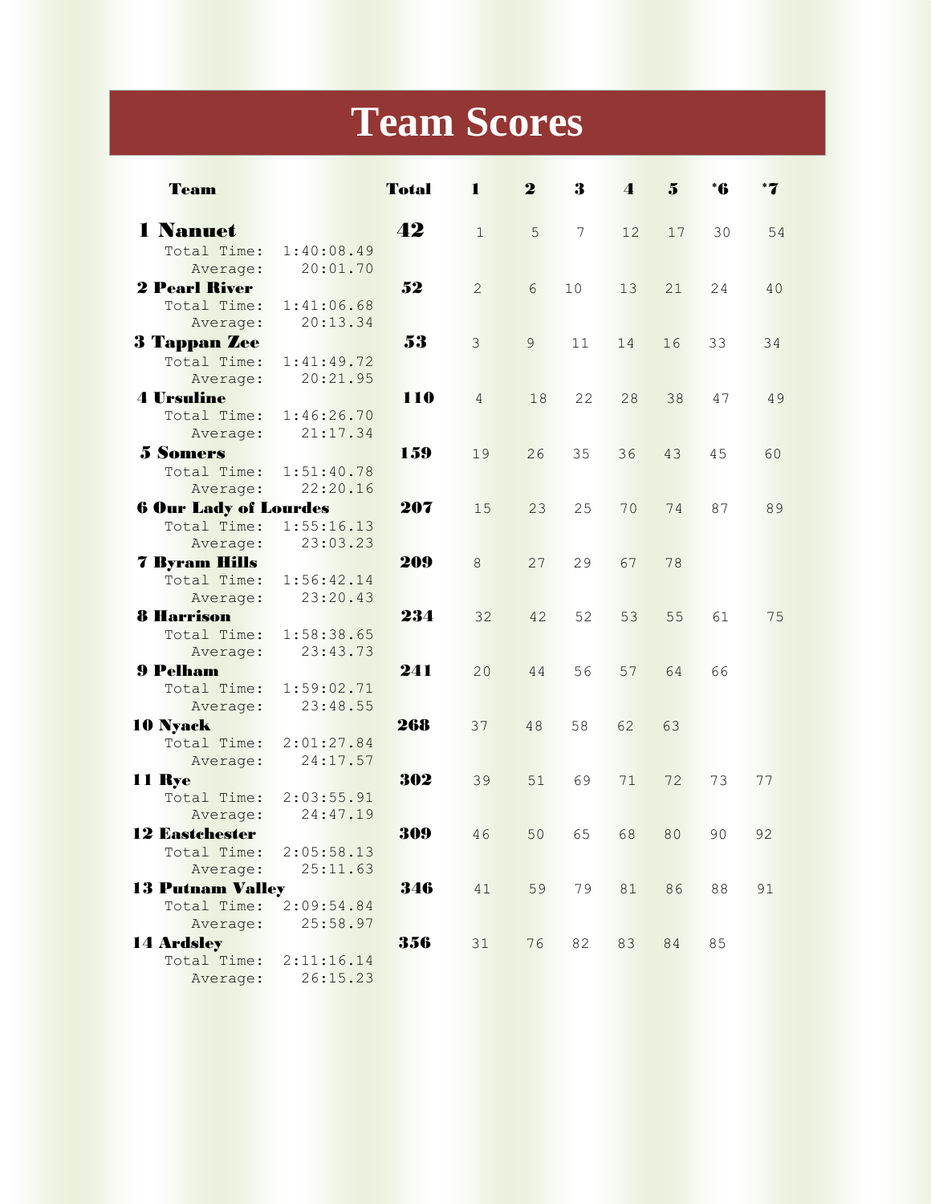# Team Scores

| Team | Total | 1 | 2 | 3 | 4 | 5 | *6 | *7 |
|---|---|---|---|---|---|---|---|---|
| **1 Nanuet**<br>Total Time: 1:40:08.49<br>Average: 20:01.70 | **42** | 1 | 5 | 7 | 12 | 17 | 30 | 54 |
| **2 Pearl River**<br>Total Time: 1:41:06.68<br>Average: 20:13.34 | **52** | 2 | 6 | 10 | 13 | 21 | 24 | 40 |
| **3 Tappan Zee**<br>Total Time: 1:41:49.72<br>Average: 20:21.95 | **53** | 3 | 9 | 11 | 14 | 16 | 33 | 34 |
| **4 Ursuline**<br>Total Time: 1:46:26.70<br>Average: 21:17.34 | **110** | 4 | 18 | 22 | 28 | 38 | 47 | 49 |
| **5 Somers**<br>Total Time: 1:51:40.78<br>Average: 22:20.16 | **159** | 19 | 26 | 35 | 36 | 43 | 45 | 60 |
| **6 Our Lady of Lourdes**<br>Total Time: 1:55:16.13<br>Average: 23:03.23 | **207** | 15 | 23 | 25 | 70 | 74 | 87 | 89 |
| **7 Byram Hills**<br>Total Time: 1:56:42.14<br>Average: 23:20.43 | **209** | 8 | 27 | 29 | 67 | 78 | | |
| **8 Harrison**<br>Total Time: 1:58:38.65<br>Average: 23:43.73 | **234** | 32 | 42 | 52 | 53 | 55 | 61 | 75 |
| **9 Pelham**<br>Total Time: 1:59:02.71<br>Average: 23:48.55 | **241** | 20 | 44 | 56 | 57 | 64 | 66 | |
| **10 Nyack**<br>Total Time: 2:01:27.84<br>Average: 24:17.57 | **268** | 37 | 48 | 58 | 62 | 63 | | |
| **11 Rye**<br>Total Time: 2:03:55.91<br>Average: 24:47.19 | **302** | 39 | 51 | 69 | 71 | 72 | 73 | 77 |
| **12 Eastchester**<br>Total Time: 2:05:58.13<br>Average: 25:11.63 | **309** | 46 | 50 | 65 | 68 | 80 | 90 | 92 |
| **13 Putnam Valley**<br>Total Time: 2:09:54.84<br>Average: 25:58.97 | **346** | 41 | 59 | 79 | 81 | 86 | 88 | 91 |
| **14 Ardsley**<br>Total Time: 2:11:16.14<br>Average: 26:15.23 | **356** | 31 | 76 | 82 | 83 | 84 | 85 | |